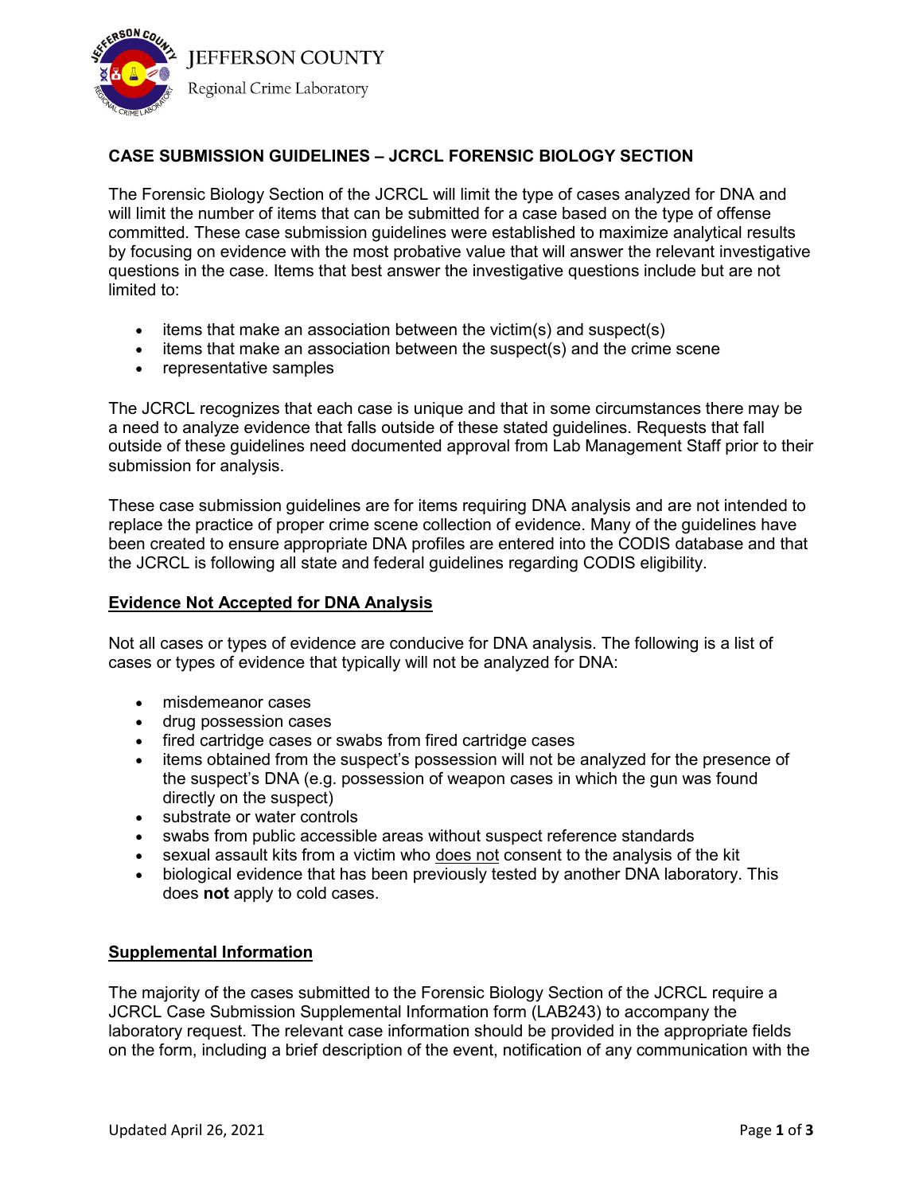JEFFERSON COUNTY

Regional Crime Laboratory

## CASE SUBMISSION GUIDELINES – JCRCL FORENSIC BIOLOGY SECTION

The Forensic Biology Section of the JCRCL will limit the type of cases analyzed for DNA and will limit the number of items that can be submitted for a case based on the type of offense committed. These case submission guidelines were established to maximize analytical results by focusing on evidence with the most probative value that will answer the relevant investigative questions in the case. Items that best answer the investigative questions include but are not limited to:

- items that make an association between the victim(s) and suspect(s)
- items that make an association between the suspect(s) and the crime scene
- representative samples

The JCRCL recognizes that each case is unique and that in some circumstances there may be a need to analyze evidence that falls outside of these stated guidelines. Requests that fall outside of these guidelines need documented approval from Lab Management Staff prior to their submission for analysis.

These case submission guidelines are for items requiring DNA analysis and are not intended to replace the practice of proper crime scene collection of evidence. Many of the guidelines have been created to ensure appropriate DNA profiles are entered into the CODIS database and that the JCRCL is following all state and federal guidelines regarding CODIS eligibility.

### Evidence Not Accepted for DNA Analysis

Not all cases or types of evidence are conducive for DNA analysis. The following is a list of cases or types of evidence that typically will not be analyzed for DNA:

- misdemeanor cases
- drug possession cases
- fired cartridge cases or swabs from fired cartridge cases
- items obtained from the suspect's possession will not be analyzed for the presence of the suspect's DNA (e.g. possession of weapon cases in which the gun was found directly on the suspect)
- substrate or water controls
- swabs from public accessible areas without suspect reference standards
- sexual assault kits from a victim who does not consent to the analysis of the kit
- biological evidence that has been previously tested by another DNA laboratory. This does **not** apply to cold cases.

### Supplemental Information

The majority of the cases submitted to the Forensic Biology Section of the JCRCL require a JCRCL Case Submission Supplemental Information form (LAB243) to accompany the laboratory request. The relevant case information should be provided in the appropriate fields on the form, including a brief description of the event, notification of any communication with the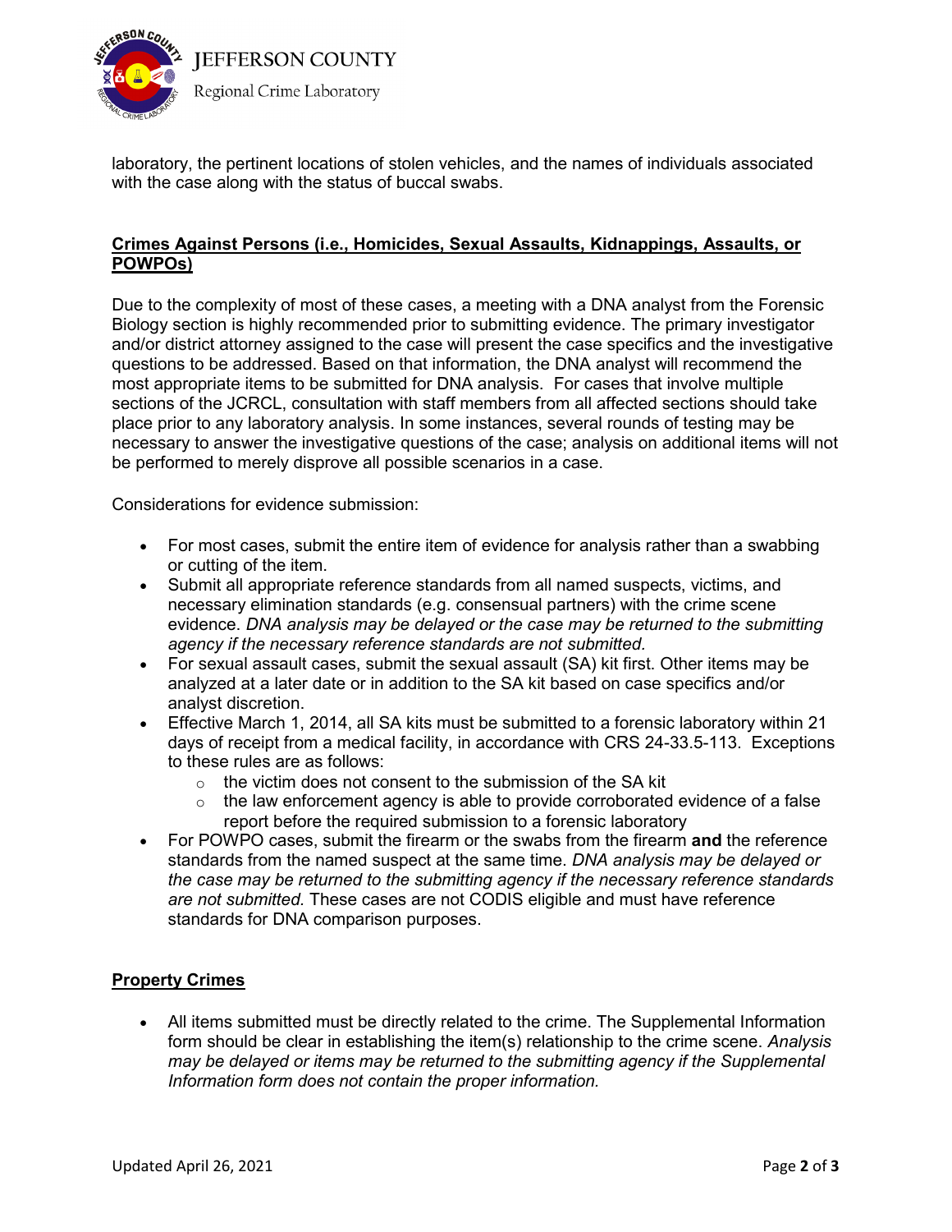laboratory, the pertinent locations of stolen vehicles, and the names of individuals associated with the case along with the status of buccal swabs.

## Crimes Against Persons (i.e., Homicides, Sexual Assaults, Kidnappings, Assaults, or POWPOs)

Due to the complexity of most of these cases, a meeting with a DNA analyst from the Forensic Biology section is highly recommended prior to submitting evidence. The primary investigator and/or district attorney assigned to the case will present the case specifics and the investigative questions to be addressed. Based on that information, the DNA analyst will recommend the most appropriate items to be submitted for DNA analysis. For cases that involve multiple sections of the JCRCL, consultation with staff members from all affected sections should take place prior to any laboratory analysis. In some instances, several rounds of testing may be necessary to answer the investigative questions of the case; analysis on additional items will not be performed to merely disprove all possible scenarios in a case.

Considerations for evidence submission:

- For most cases, submit the entire item of evidence for analysis rather than a swabbing or cutting of the item.
- Submit all appropriate reference standards from all named suspects, victims, and necessary elimination standards (e.g. consensual partners) with the crime scene evidence. *DNA analysis may be delayed or the case may be returned to the submitting agency if the necessary reference standards are not submitted.*
- For sexual assault cases, submit the sexual assault (SA) kit first. Other items may be analyzed at a later date or in addition to the SA kit based on case specifics and/or analyst discretion.
- Effective March 1, 2014, all SA kits must be submitted to a forensic laboratory within 21 days of receipt from a medical facility, in accordance with CRS 24-33.5-113. Exceptions to these rules are as follows:
  - the victim does not consent to the submission of the SA kit
  - the law enforcement agency is able to provide corroborated evidence of a false report before the required submission to a forensic laboratory
- For POWPO cases, submit the firearm or the swabs from the firearm **and** the reference standards from the named suspect at the same time. *DNA analysis may be delayed or the case may be returned to the submitting agency if the necessary reference standards are not submitted.* These cases are not CODIS eligible and must have reference standards for DNA comparison purposes.

## Property Crimes

- All items submitted must be directly related to the crime. The Supplemental Information form should be clear in establishing the item(s) relationship to the crime scene. *Analysis may be delayed or items may be returned to the submitting agency if the Supplemental Information form does not contain the proper information.*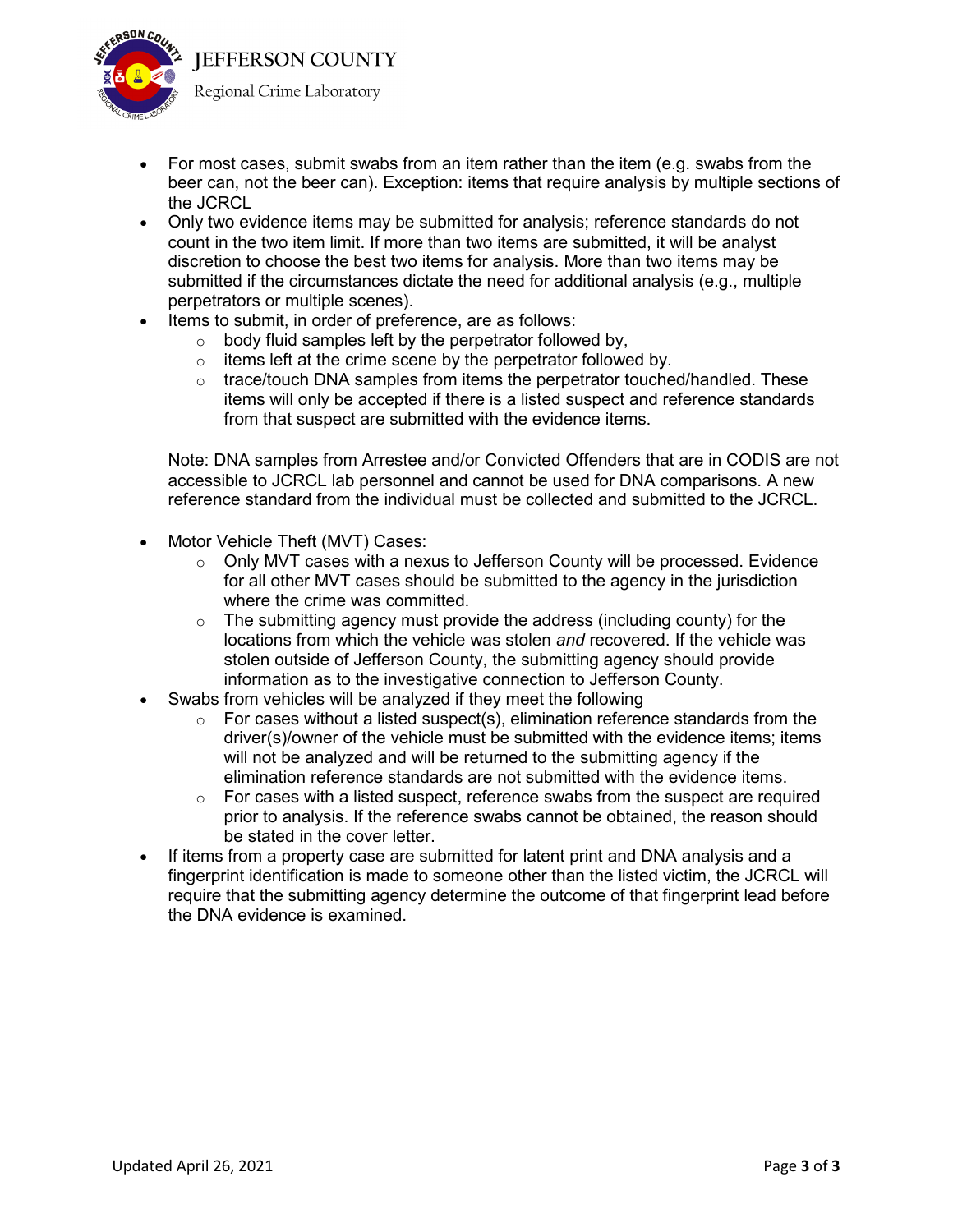- For most cases, submit swabs from an item rather than the item (e.g. swabs from the beer can, not the beer can). Exception: items that require analysis by multiple sections of the JCRCL
- Only two evidence items may be submitted for analysis; reference standards do not count in the two item limit. If more than two items are submitted, it will be analyst discretion to choose the best two items for analysis. More than two items may be submitted if the circumstances dictate the need for additional analysis (e.g., multiple perpetrators or multiple scenes).
- Items to submit, in order of preference, are as follows:
  - body fluid samples left by the perpetrator followed by,
  - items left at the crime scene by the perpetrator followed by.
  - trace/touch DNA samples from items the perpetrator touched/handled. These items will only be accepted if there is a listed suspect and reference standards from that suspect are submitted with the evidence items.

  Note: DNA samples from Arrestee and/or Convicted Offenders that are in CODIS are not accessible to JCRCL lab personnel and cannot be used for DNA comparisons. A new reference standard from the individual must be collected and submitted to the JCRCL.

- Motor Vehicle Theft (MVT) Cases:
  - Only MVT cases with a nexus to Jefferson County will be processed. Evidence for all other MVT cases should be submitted to the agency in the jurisdiction where the crime was committed.
  - The submitting agency must provide the address (including county) for the locations from which the vehicle was stolen *and* recovered. If the vehicle was stolen outside of Jefferson County, the submitting agency should provide information as to the investigative connection to Jefferson County.
- Swabs from vehicles will be analyzed if they meet the following
  - For cases without a listed suspect(s), elimination reference standards from the driver(s)/owner of the vehicle must be submitted with the evidence items; items will not be analyzed and will be returned to the submitting agency if the elimination reference standards are not submitted with the evidence items.
  - For cases with a listed suspect, reference swabs from the suspect are required prior to analysis. If the reference swabs cannot be obtained, the reason should be stated in the cover letter.
- If items from a property case are submitted for latent print and DNA analysis and a fingerprint identification is made to someone other than the listed victim, the JCRCL will require that the submitting agency determine the outcome of that fingerprint lead before the DNA evidence is examined.

Updated April 26, 2021